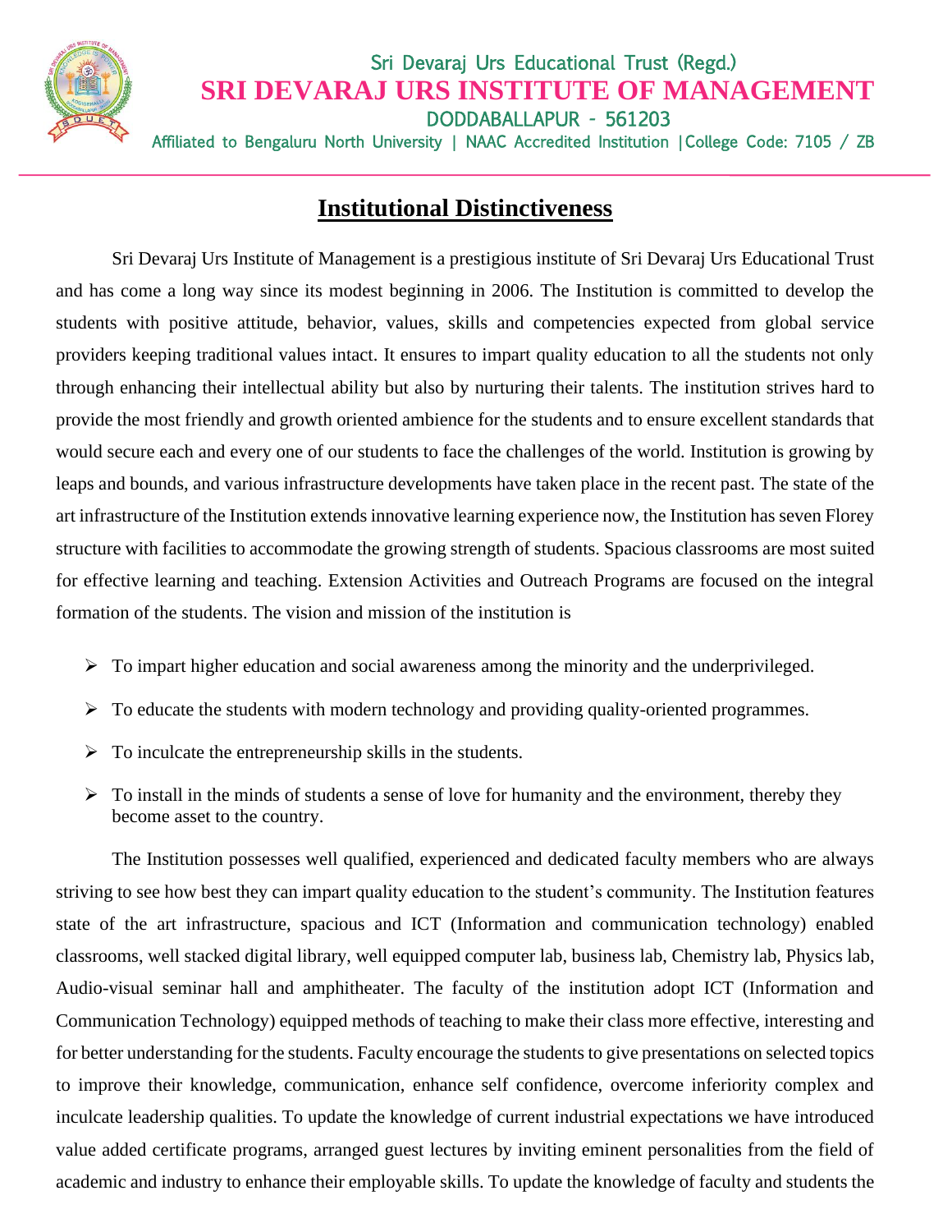Sri Devaraj Urs Educational Trust (Regd.)

# SRI DEVARAJ URS INSTITUTE OF MANAGEMENT

DODDABALLAPUR - 561203

Affiliated to Bengaluru North University | NAAC Accredited Institution |College Code: 7105 / ZB

## Institutional Distinctiveness

Sri Devaraj Urs Institute of Management is a prestigious institute of Sri Devaraj Urs Educational Trust and has come a long way since its modest beginning in 2006. The Institution is committed to develop the students with positive attitude, behavior, values, skills and competencies expected from global service providers keeping traditional values intact. It ensures to impart quality education to all the students not only through enhancing their intellectual ability but also by nurturing their talents. The institution strives hard to provide the most friendly and growth oriented ambience for the students and to ensure excellent standards that would secure each and every one of our students to face the challenges of the world. Institution is growing by leaps and bounds, and various infrastructure developments have taken place in the recent past. The state of the art infrastructure of the Institution extends innovative learning experience now, the Institution has seven Florey structure with facilities to accommodate the growing strength of students. Spacious classrooms are most suited for effective learning and teaching. Extension Activities and Outreach Programs are focused on the integral formation of the students. The vision and mission of the institution is

- To impart higher education and social awareness among the minority and the underprivileged.
- To educate the students with modern technology and providing quality-oriented programmes.
- To inculcate the entrepreneurship skills in the students.
- To install in the minds of students a sense of love for humanity and the environment, thereby they become asset to the country.

The Institution possesses well qualified, experienced and dedicated faculty members who are always striving to see how best they can impart quality education to the student's community. The Institution features state of the art infrastructure, spacious and ICT (Information and communication technology) enabled classrooms, well stacked digital library, well equipped computer lab, business lab, Chemistry lab, Physics lab, Audio-visual seminar hall and amphitheater. The faculty of the institution adopt ICT (Information and Communication Technology) equipped methods of teaching to make their class more effective, interesting and for better understanding for the students. Faculty encourage the students to give presentations on selected topics to improve their knowledge, communication, enhance self confidence, overcome inferiority complex and inculcate leadership qualities. To update the knowledge of current industrial expectations we have introduced value added certificate programs, arranged guest lectures by inviting eminent personalities from the field of academic and industry to enhance their employable skills. To update the knowledge of faculty and students the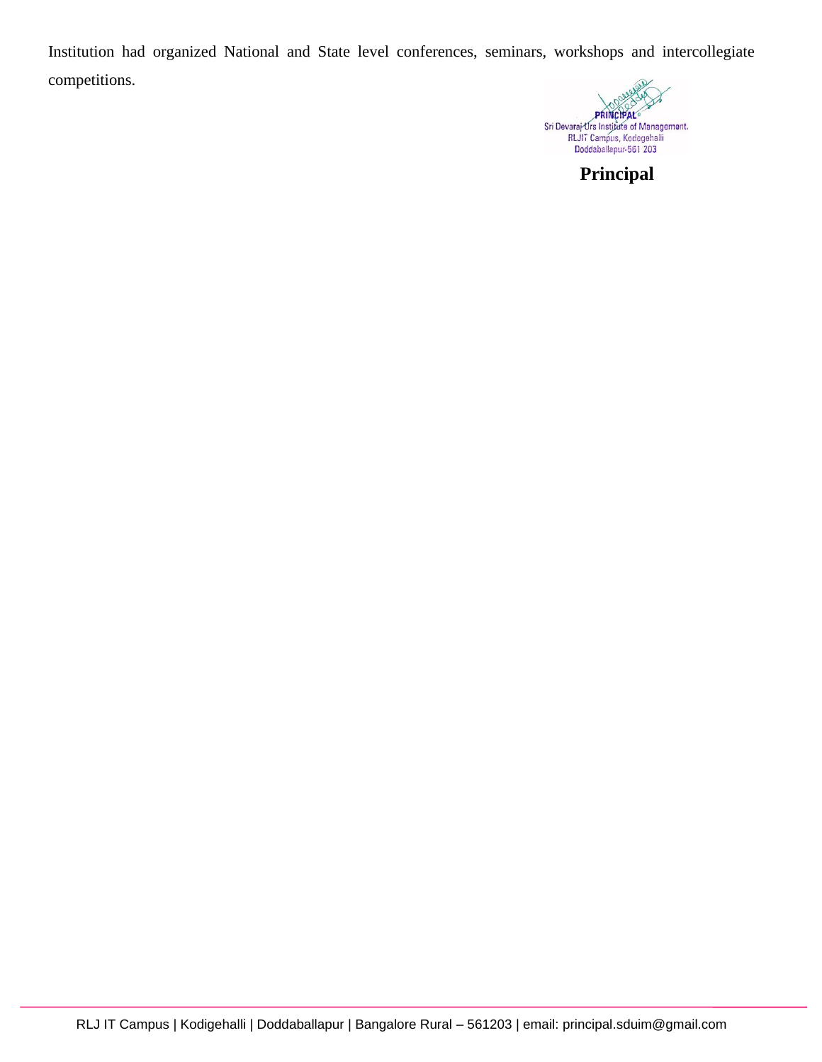Institution had organized National and State level conferences, seminars, workshops and intercollegiate competitions.

PRINCIPAL
Sri Devaraj Urs Institute of Management.
RLJIT Campus, Kodegehalli
Doddaballapur-561 203

**Principal**